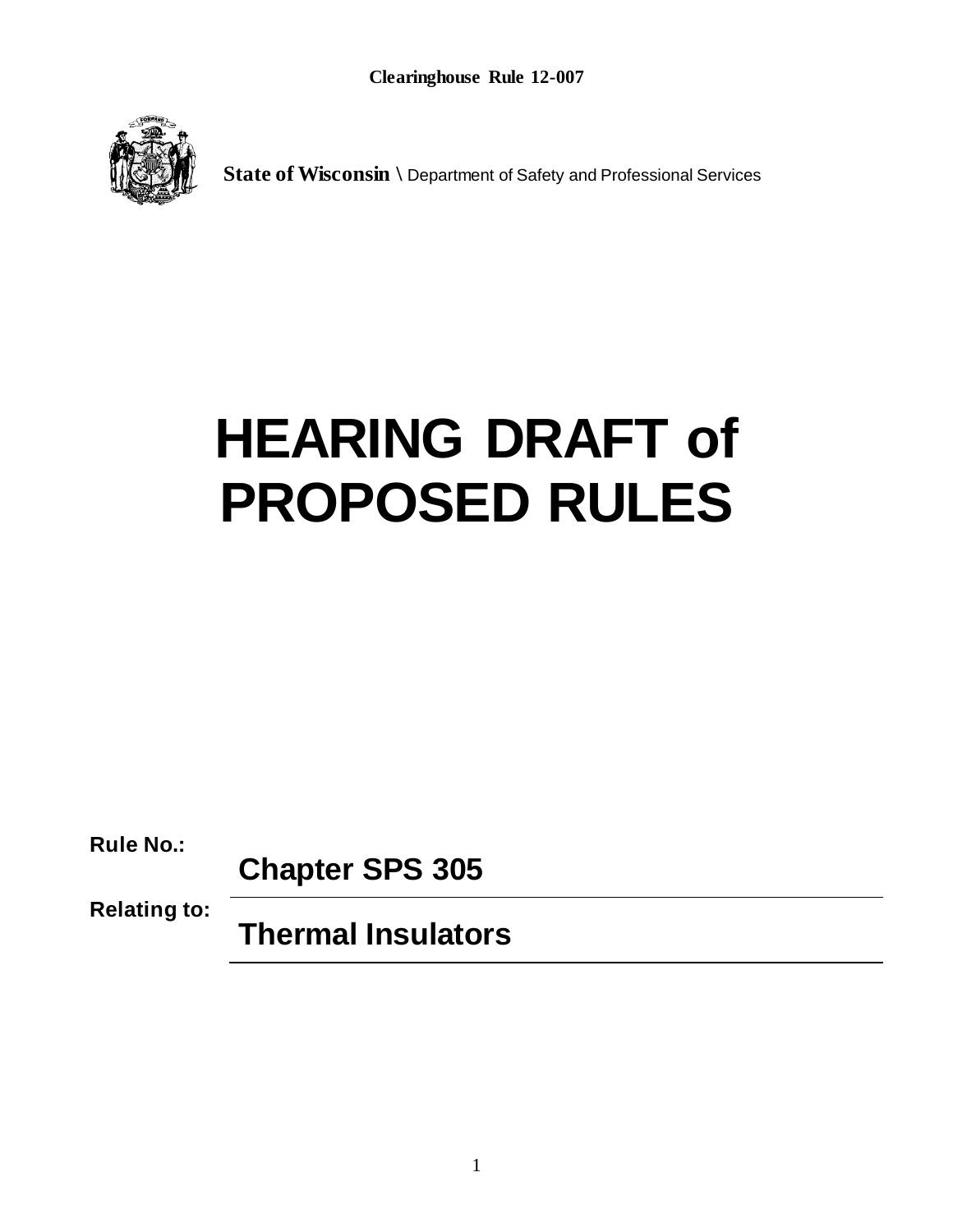**Clearinghouse Rule 12-007**

**State of Wisconsin** \ Department of Safety and Professional Services

# HEARING DRAFT of PROPOSED RULES

**Rule No.:** **Chapter SPS 305**

**Relating to:** **Thermal Insulators**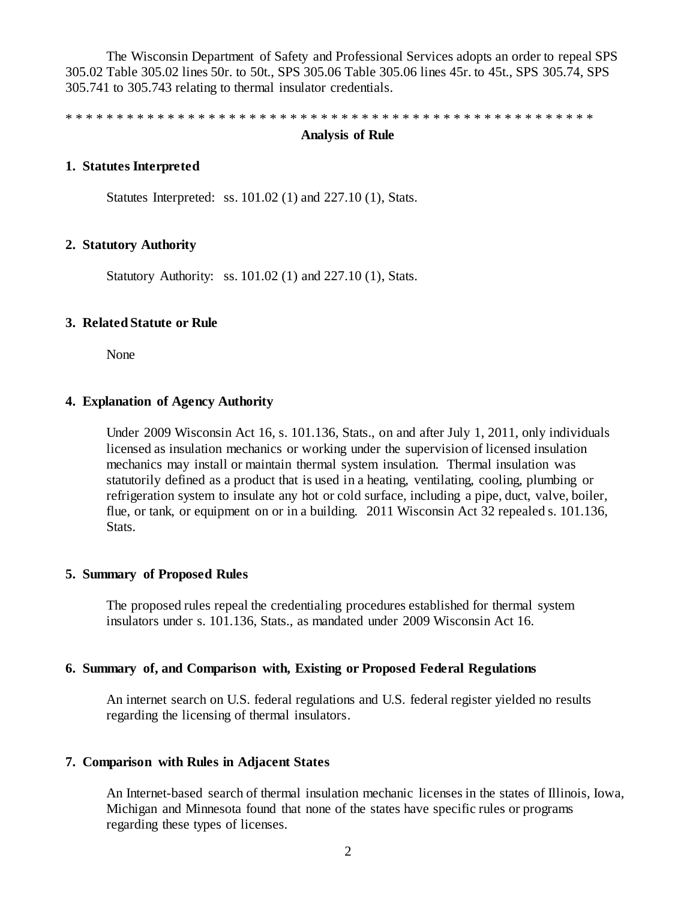The Wisconsin Department of Safety and Professional Services adopts an order to repeal SPS 305.02 Table 305.02 lines 50r. to 50t., SPS 305.06 Table 305.06 lines 45r. to 45t., SPS 305.74, SPS 305.741 to 305.743 relating to thermal insulator credentials.

* * * * * * * * * * * * * * * * * * * * * * * * * * * * * * * * * * * * * * * * * * * * * * * * * * * * *

**Analysis of Rule**

**1. Statutes Interpreted**

Statutes Interpreted: ss. 101.02 (1) and 227.10 (1), Stats.

**2. Statutory Authority**

Statutory Authority: ss. 101.02 (1) and 227.10 (1), Stats.

**3. Related Statute or Rule**

None

**4. Explanation of Agency Authority**

Under 2009 Wisconsin Act 16, s. 101.136, Stats., on and after July 1, 2011, only individuals licensed as insulation mechanics or working under the supervision of licensed insulation mechanics may install or maintain thermal system insulation. Thermal insulation was statutorily defined as a product that is used in a heating, ventilating, cooling, plumbing or refrigeration system to insulate any hot or cold surface, including a pipe, duct, valve, boiler, flue, or tank, or equipment on or in a building. 2011 Wisconsin Act 32 repealed s. 101.136, Stats.

**5. Summary of Proposed Rules**

The proposed rules repeal the credentialing procedures established for thermal system insulators under s. 101.136, Stats., as mandated under 2009 Wisconsin Act 16.

**6. Summary of, and Comparison with, Existing or Proposed Federal Regulations**

An internet search on U.S. federal regulations and U.S. federal register yielded no results regarding the licensing of thermal insulators.

**7. Comparison with Rules in Adjacent States**

An Internet-based search of thermal insulation mechanic licenses in the states of Illinois, Iowa, Michigan and Minnesota found that none of the states have specific rules or programs regarding these types of licenses.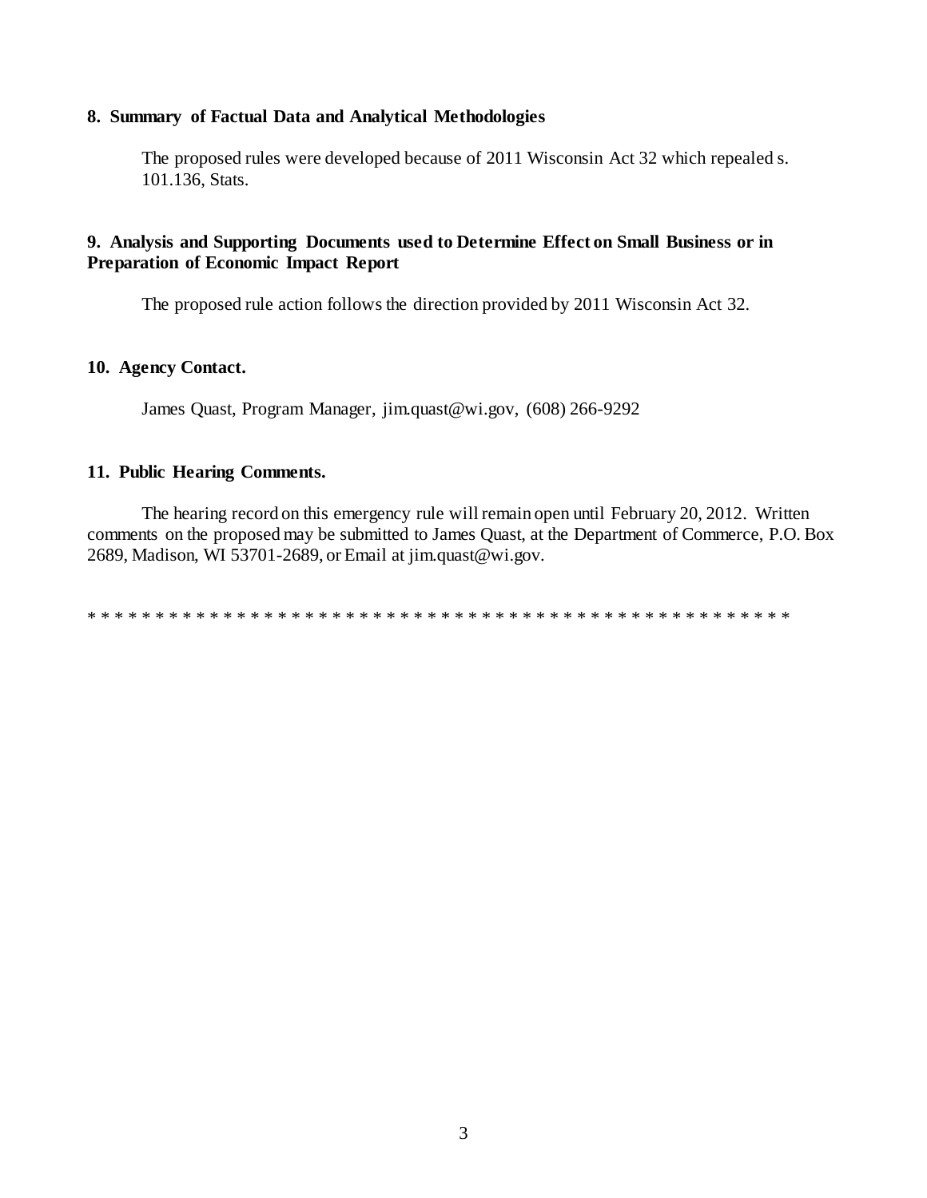### 8. Summary of Factual Data and Analytical Methodologies

The proposed rules were developed because of 2011 Wisconsin Act 32 which repealed s. 101.136, Stats.

### 9. Analysis and Supporting Documents used to Determine Effect on Small Business or in Preparation of Economic Impact Report

The proposed rule action follows the direction provided by 2011 Wisconsin Act 32.

### 10. Agency Contact.

James Quast, Program Manager, jim.quast@wi.gov, (608) 266-9292

### 11. Public Hearing Comments.

The hearing record on this emergency rule will remain open until February 20, 2012. Written comments on the proposed may be submitted to James Quast, at the Department of Commerce, P.O. Box 2689, Madison, WI 53701-2689, or Email at jim.quast@wi.gov.

* * * * * * * * * * * * * * * * * * * * * * * * * * * * * * * * * * * * * * * * * * * * * * * * * * *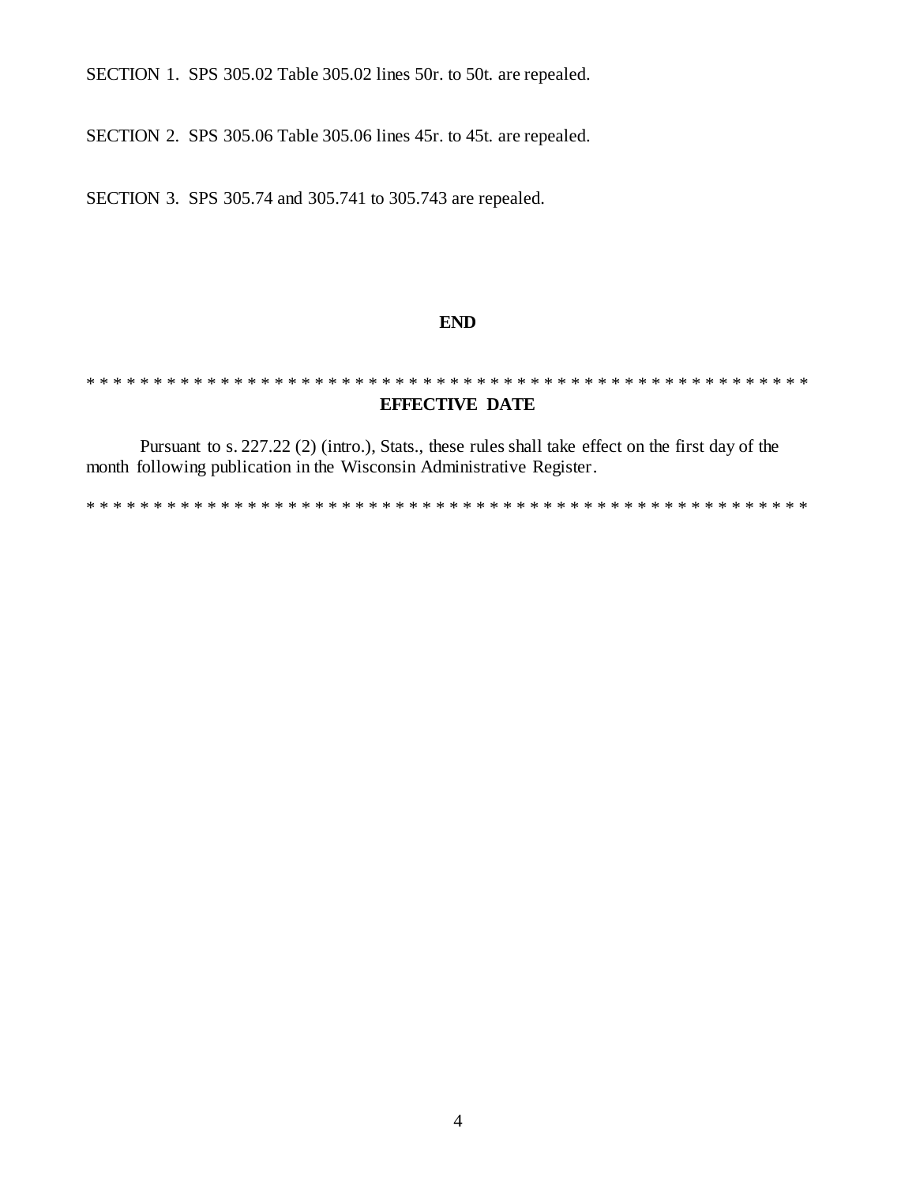SECTION 1. SPS 305.02 Table 305.02 lines 50r. to 50t. are repealed.

SECTION 2. SPS 305.06 Table 305.06 lines 45r. to 45t. are repealed.

SECTION 3. SPS 305.74 and 305.741 to 305.743 are repealed.

**END**

\* \* \* \* \* \* \* \* \* \* \* \* \* \* \* \* \* \* \* \* \* \* \* \* \* \* \* \* \* \* \* \* \* \* \* \* \* \* \* \* \* \* \* \* \* \* \* \* \* \* \* \* \* \* \* \* \* \*

**EFFECTIVE DATE**

Pursuant to s. 227.22 (2) (intro.), Stats., these rules shall take effect on the first day of the month following publication in the Wisconsin Administrative Register.

\* \* \* \* \* \* \* \* \* \* \* \* \* \* \* \* \* \* \* \* \* \* \* \* \* \* \* \* \* \* \* \* \* \* \* \* \* \* \* \* \* \* \* \* \* \* \* \* \* \* \* \* \* \* \* \* \* \*